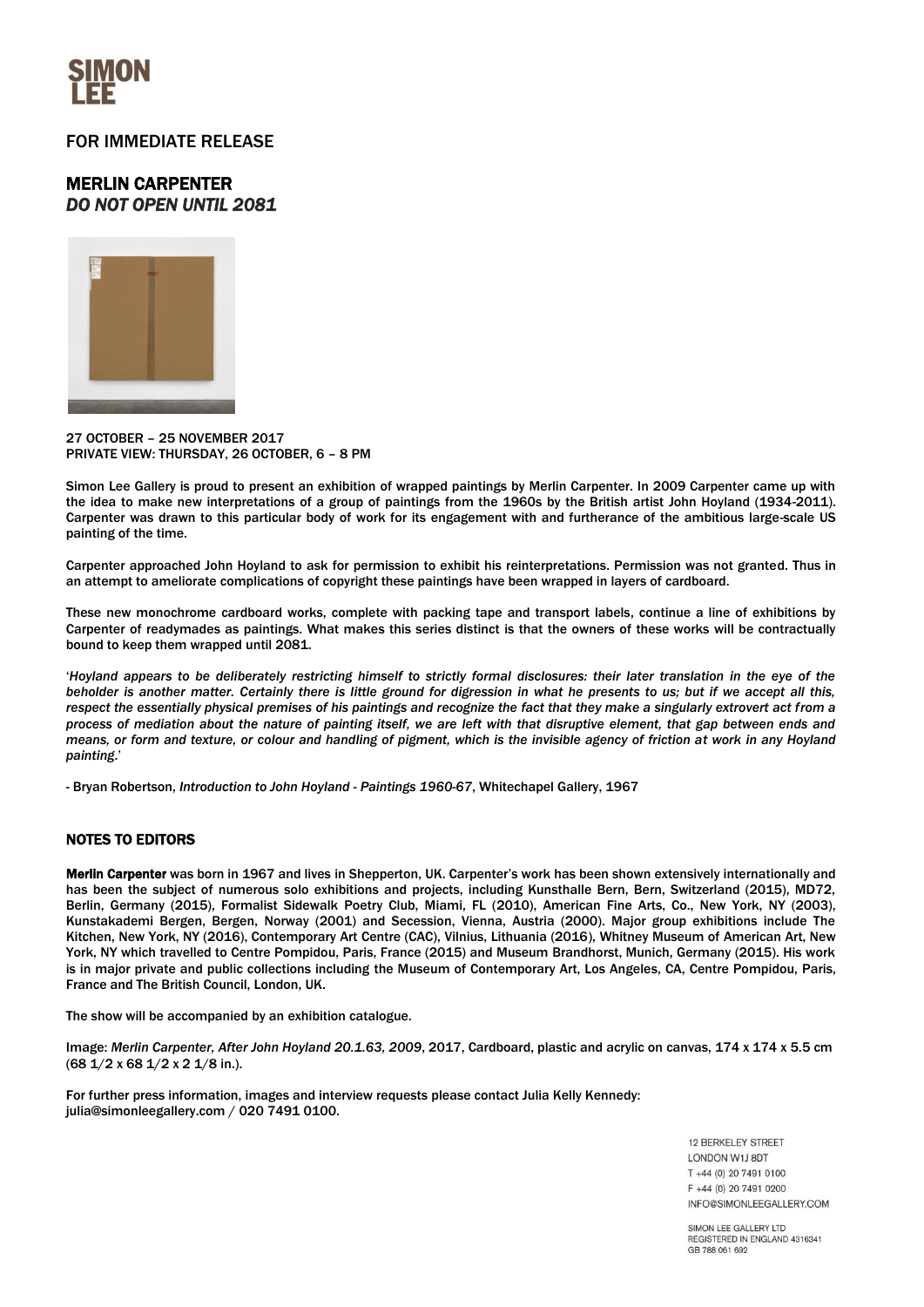SIMON LEE

FOR IMMEDIATE RELEASE

## MERLIN CARPENTER
### *DO NOT OPEN UNTIL 2081*

27 OCTOBER – 25 NOVEMBER 2017
PRIVATE VIEW: THURSDAY, 26 OCTOBER, 6 – 8 PM

Simon Lee Gallery is proud to present an exhibition of wrapped paintings by Merlin Carpenter. In 2009 Carpenter came up with the idea to make new interpretations of a group of paintings from the 1960s by the British artist John Hoyland (1934-2011). Carpenter was drawn to this particular body of work for its engagement with and furtherance of the ambitious large-scale US painting of the time.

Carpenter approached John Hoyland to ask for permission to exhibit his reinterpretations. Permission was not granted. Thus in an attempt to ameliorate complications of copyright these paintings have been wrapped in layers of cardboard.

These new monochrome cardboard works, complete with packing tape and transport labels, continue a line of exhibitions by Carpenter of readymades as paintings. What makes this series distinct is that the owners of these works will be contractually bound to keep them wrapped until 2081.

'*Hoyland appears to be deliberately restricting himself to strictly formal disclosures: their later translation in the eye of the beholder is another matter. Certainly there is little ground for digression in what he presents to us; but if we accept all this, respect the essentially physical premises of his paintings and recognize the fact that they make a singularly extrovert act from a process of mediation about the nature of painting itself, we are left with that disruptive element, that gap between ends and means, or form and texture, or colour and handling of pigment, which is the invisible agency of friction at work in any Hoyland painting.*'

- Bryan Robertson, *Introduction to John Hoyland - Paintings 1960-67*, Whitechapel Gallery, 1967

### NOTES TO EDITORS

**Merlin Carpenter** was born in 1967 and lives in Shepperton, UK. Carpenter's work has been shown extensively internationally and has been the subject of numerous solo exhibitions and projects, including Kunsthalle Bern, Bern, Switzerland (2015), MD72, Berlin, Germany (2015), Formalist Sidewalk Poetry Club, Miami, FL (2010), American Fine Arts, Co., New York, NY (2003), Kunstakademi Bergen, Bergen, Norway (2001) and Secession, Vienna, Austria (2000). Major group exhibitions include The Kitchen, New York, NY (2016), Contemporary Art Centre (CAC), Vilnius, Lithuania (2016), Whitney Museum of American Art, New York, NY which travelled to Centre Pompidou, Paris, France (2015) and Museum Brandhorst, Munich, Germany (2015). His work is in major private and public collections including the Museum of Contemporary Art, Los Angeles, CA, Centre Pompidou, Paris, France and The British Council, London, UK.

The show will be accompanied by an exhibition catalogue.

Image: *Merlin Carpenter, After John Hoyland 20.1.63, 2009*, 2017, Cardboard, plastic and acrylic on canvas, 174 x 174 x 5.5 cm (68 1/2 x 68 1/2 x 2 1/8 in.).

For further press information, images and interview requests please contact Julia Kelly Kennedy:
julia@simonleegallery.com / 020 7491 0100.

12 BERKELEY STREET
LONDON W1J 8DT
T +44 (0) 20 7491 0100
F +44 (0) 20 7491 0200
INFO@SIMONLEEGALLERY.COM

SIMON LEE GALLERY LTD
REGISTERED IN ENGLAND 4316341
GB 788 061 692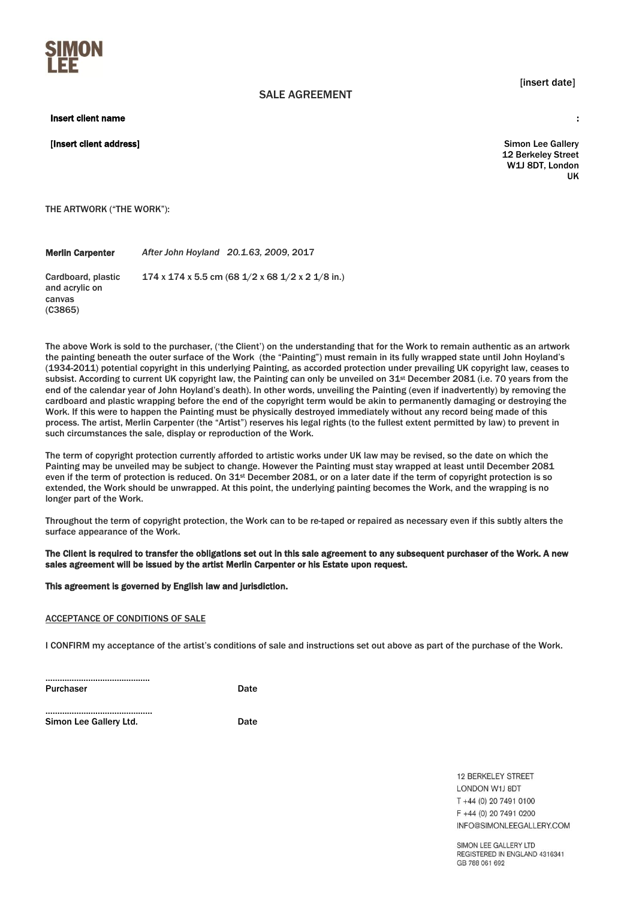**SIMON LEE**

[insert date]

# SALE AGREEMENT

**Insert client name** **:**

**[Insert client address]**

Simon Lee Gallery
12 Berkeley Street
W1J 8DT, London
UK

THE ARTWORK ("THE WORK"):

**Merlin Carpenter** *After John Hoyland 20.1.63, 2009*, 2017

Cardboard, plastic and acrylic on canvas (C3865) 174 x 174 x 5.5 cm (68 1/2 x 68 1/2 x 2 1/8 in.)

The above Work is sold to the purchaser, ('the Client') on the understanding that for the Work to remain authentic as an artwork the painting beneath the outer surface of the Work (the "Painting") must remain in its fully wrapped state until John Hoyland's (1934-2011) potential copyright in this underlying Painting, as accorded protection under prevailing UK copyright law, ceases to subsist. According to current UK copyright law, the Painting can only be unveiled on 31st December 2081 (i.e. 70 years from the end of the calendar year of John Hoyland's death). In other words, unveiling the Painting (even if inadvertently) by removing the cardboard and plastic wrapping before the end of the copyright term would be akin to permanently damaging or destroying the Work. If this were to happen the Painting must be physically destroyed immediately without any record being made of this process. The artist, Merlin Carpenter (the "Artist") reserves his legal rights (to the fullest extent permitted by law) to prevent in such circumstances the sale, display or reproduction of the Work.

The term of copyright protection currently afforded to artistic works under UK law may be revised, so the date on which the Painting may be unveiled may be subject to change. However the Painting must stay wrapped at least until December 2081 even if the term of protection is reduced. On 31st December 2081, or on a later date if the term of copyright protection is so extended, the Work should be unwrapped. At this point, the underlying painting becomes the Work, and the wrapping is no longer part of the Work.

Throughout the term of copyright protection, the Work can to be re-taped or repaired as necessary even if this subtly alters the surface appearance of the Work.

**The Client is required to transfer the obligations set out in this sale agreement to any subsequent purchaser of the Work. A new sales agreement will be issued by the artist Merlin Carpenter or his Estate upon request.**

**This agreement is governed by English law and jurisdiction.**

ACCEPTANCE OF CONDITIONS OF SALE

I CONFIRM my acceptance of the artist's conditions of sale and instructions set out above as part of the purchase of the Work.

……………………………………
Purchaser Date

……………………………………
Simon Lee Gallery Ltd. Date

12 BERKELEY STREET
LONDON W1J 8DT
T +44 (0) 20 7491 0100
F +44 (0) 20 7491 0200
INFO@SIMONLEEGALLERY.COM

SIMON LEE GALLERY LTD
REGISTERED IN ENGLAND 4316341
GB 788 061 692